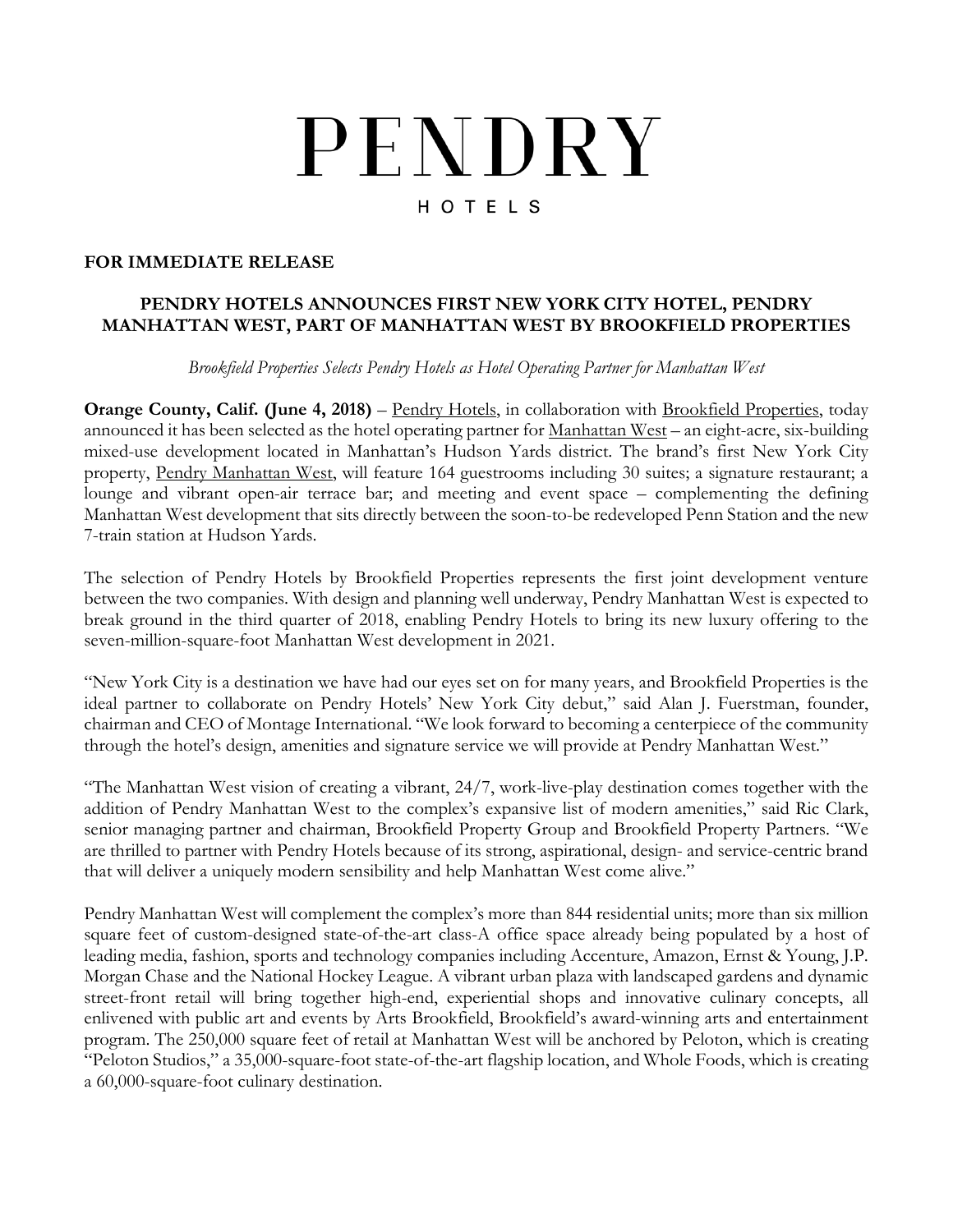# PENDRY

HOTELS

**FOR IMMEDIATE RELEASE**

## PENDRY HOTELS ANNOUNCES FIRST NEW YORK CITY HOTEL, PENDRY MANHATTAN WEST, PART OF MANHATTAN WEST BY BROOKFIELD PROPERTIES

*Brookfield Properties Selects Pendry Hotels as Hotel Operating Partner for Manhattan West*

**Orange County, Calif. (June 4, 2018)** – Pendry Hotels, in collaboration with Brookfield Properties, today announced it has been selected as the hotel operating partner for Manhattan West – an eight-acre, six-building mixed-use development located in Manhattan's Hudson Yards district. The brand's first New York City property, Pendry Manhattan West, will feature 164 guestrooms including 30 suites; a signature restaurant; a lounge and vibrant open-air terrace bar; and meeting and event space – complementing the defining Manhattan West development that sits directly between the soon-to-be redeveloped Penn Station and the new 7-train station at Hudson Yards.

The selection of Pendry Hotels by Brookfield Properties represents the first joint development venture between the two companies. With design and planning well underway, Pendry Manhattan West is expected to break ground in the third quarter of 2018, enabling Pendry Hotels to bring its new luxury offering to the seven-million-square-foot Manhattan West development in 2021.

"New York City is a destination we have had our eyes set on for many years, and Brookfield Properties is the ideal partner to collaborate on Pendry Hotels' New York City debut," said Alan J. Fuerstman, founder, chairman and CEO of Montage International. "We look forward to becoming a centerpiece of the community through the hotel's design, amenities and signature service we will provide at Pendry Manhattan West."

"The Manhattan West vision of creating a vibrant, 24/7, work-live-play destination comes together with the addition of Pendry Manhattan West to the complex's expansive list of modern amenities," said Ric Clark, senior managing partner and chairman, Brookfield Property Group and Brookfield Property Partners. "We are thrilled to partner with Pendry Hotels because of its strong, aspirational, design- and service-centric brand that will deliver a uniquely modern sensibility and help Manhattan West come alive."

Pendry Manhattan West will complement the complex's more than 844 residential units; more than six million square feet of custom-designed state-of-the-art class-A office space already being populated by a host of leading media, fashion, sports and technology companies including Accenture, Amazon, Ernst & Young, J.P. Morgan Chase and the National Hockey League. A vibrant urban plaza with landscaped gardens and dynamic street-front retail will bring together high-end, experiential shops and innovative culinary concepts, all enlivened with public art and events by Arts Brookfield, Brookfield's award-winning arts and entertainment program. The 250,000 square feet of retail at Manhattan West will be anchored by Peloton, which is creating "Peloton Studios," a 35,000-square-foot state-of-the-art flagship location, and Whole Foods, which is creating a 60,000-square-foot culinary destination.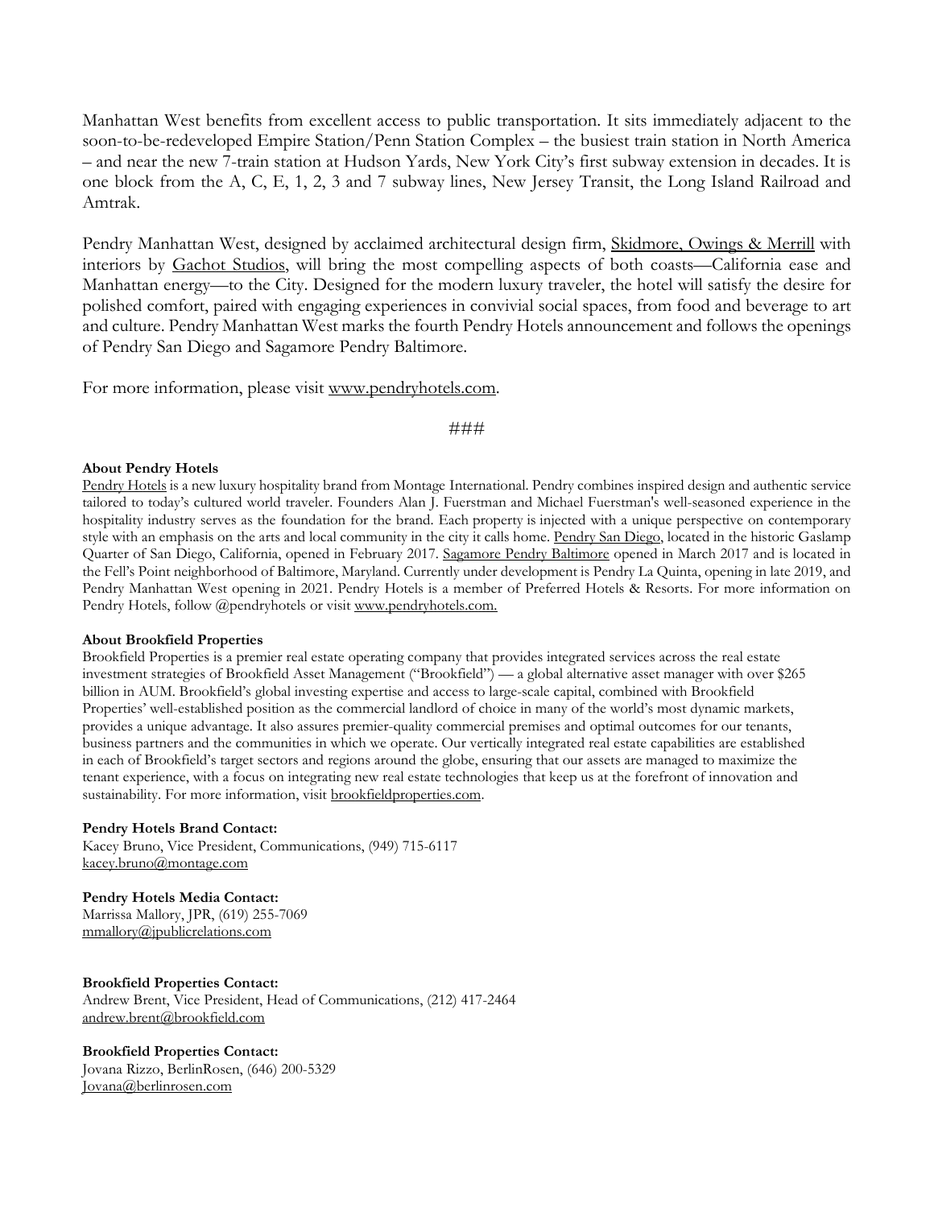Manhattan West benefits from excellent access to public transportation. It sits immediately adjacent to the soon-to-be-redeveloped Empire Station/Penn Station Complex – the busiest train station in North America – and near the new 7-train station at Hudson Yards, New York City's first subway extension in decades. It is one block from the A, C, E, 1, 2, 3 and 7 subway lines, New Jersey Transit, the Long Island Railroad and Amtrak.

Pendry Manhattan West, designed by acclaimed architectural design firm, Skidmore, Owings & Merrill with interiors by Gachot Studios, will bring the most compelling aspects of both coasts—California ease and Manhattan energy—to the City. Designed for the modern luxury traveler, the hotel will satisfy the desire for polished comfort, paired with engaging experiences in convivial social spaces, from food and beverage to art and culture. Pendry Manhattan West marks the fourth Pendry Hotels announcement and follows the openings of Pendry San Diego and Sagamore Pendry Baltimore.

For more information, please visit www.pendryhotels.com.

###

**About Pendry Hotels**

Pendry Hotels is a new luxury hospitality brand from Montage International. Pendry combines inspired design and authentic service tailored to today's cultured world traveler. Founders Alan J. Fuerstman and Michael Fuerstman's well-seasoned experience in the hospitality industry serves as the foundation for the brand. Each property is injected with a unique perspective on contemporary style with an emphasis on the arts and local community in the city it calls home. Pendry San Diego, located in the historic Gaslamp Quarter of San Diego, California, opened in February 2017. Sagamore Pendry Baltimore opened in March 2017 and is located in the Fell's Point neighborhood of Baltimore, Maryland. Currently under development is Pendry La Quinta, opening in late 2019, and Pendry Manhattan West opening in 2021. Pendry Hotels is a member of Preferred Hotels & Resorts. For more information on Pendry Hotels, follow @pendryhotels or visit www.pendryhotels.com.

**About Brookfield Properties**

Brookfield Properties is a premier real estate operating company that provides integrated services across the real estate investment strategies of Brookfield Asset Management ("Brookfield") — a global alternative asset manager with over $265 billion in AUM. Brookfield's global investing expertise and access to large-scale capital, combined with Brookfield Properties' well-established position as the commercial landlord of choice in many of the world's most dynamic markets, provides a unique advantage. It also assures premier-quality commercial premises and optimal outcomes for our tenants, business partners and the communities in which we operate. Our vertically integrated real estate capabilities are established in each of Brookfield's target sectors and regions around the globe, ensuring that our assets are managed to maximize the tenant experience, with a focus on integrating new real estate technologies that keep us at the forefront of innovation and sustainability. For more information, visit brookfieldproperties.com.

**Pendry Hotels Brand Contact:**
Kacey Bruno, Vice President, Communications, (949) 715-6117
kacey.bruno@montage.com

**Pendry Hotels Media Contact:**
Marrissa Mallory, JPR, (619) 255-7069
mmallory@jpublicrelations.com

**Brookfield Properties Contact:**
Andrew Brent, Vice President, Head of Communications, (212) 417-2464
andrew.brent@brookfield.com

**Brookfield Properties Contact:**
Jovana Rizzo, BerlinRosen, (646) 200-5329
Jovana@berlinrosen.com